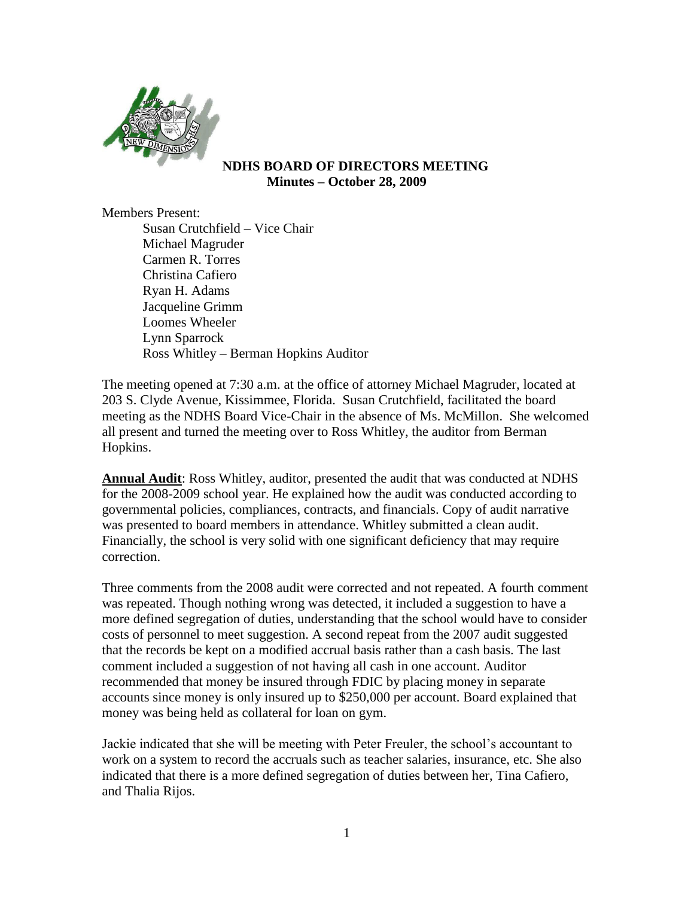**NDHS BOARD OF DIRECTORS MEETING**
**Minutes – October 28, 2009**

Members Present:

Susan Crutchfield – Vice Chair
Michael Magruder
Carmen R. Torres
Christina Cafiero
Ryan H. Adams
Jacqueline Grimm
Loomes Wheeler
Lynn Sparrock
Ross Whitley – Berman Hopkins Auditor

The meeting opened at 7:30 a.m. at the office of attorney Michael Magruder, located at 203 S. Clyde Avenue, Kissimmee, Florida. Susan Crutchfield, facilitated the board meeting as the NDHS Board Vice-Chair in the absence of Ms. McMillon. She welcomed all present and turned the meeting over to Ross Whitley, the auditor from Berman Hopkins.

**Annual Audit**: Ross Whitley, auditor, presented the audit that was conducted at NDHS for the 2008-2009 school year. He explained how the audit was conducted according to governmental policies, compliances, contracts, and financials. Copy of audit narrative was presented to board members in attendance. Whitley submitted a clean audit. Financially, the school is very solid with one significant deficiency that may require correction.

Three comments from the 2008 audit were corrected and not repeated. A fourth comment was repeated. Though nothing wrong was detected, it included a suggestion to have a more defined segregation of duties, understanding that the school would have to consider costs of personnel to meet suggestion. A second repeat from the 2007 audit suggested that the records be kept on a modified accrual basis rather than a cash basis. The last comment included a suggestion of not having all cash in one account. Auditor recommended that money be insured through FDIC by placing money in separate accounts since money is only insured up to $250,000 per account. Board explained that money was being held as collateral for loan on gym.

Jackie indicated that she will be meeting with Peter Freuler, the school's accountant to work on a system to record the accruals such as teacher salaries, insurance, etc. She also indicated that there is a more defined segregation of duties between her, Tina Cafiero, and Thalia Rijos.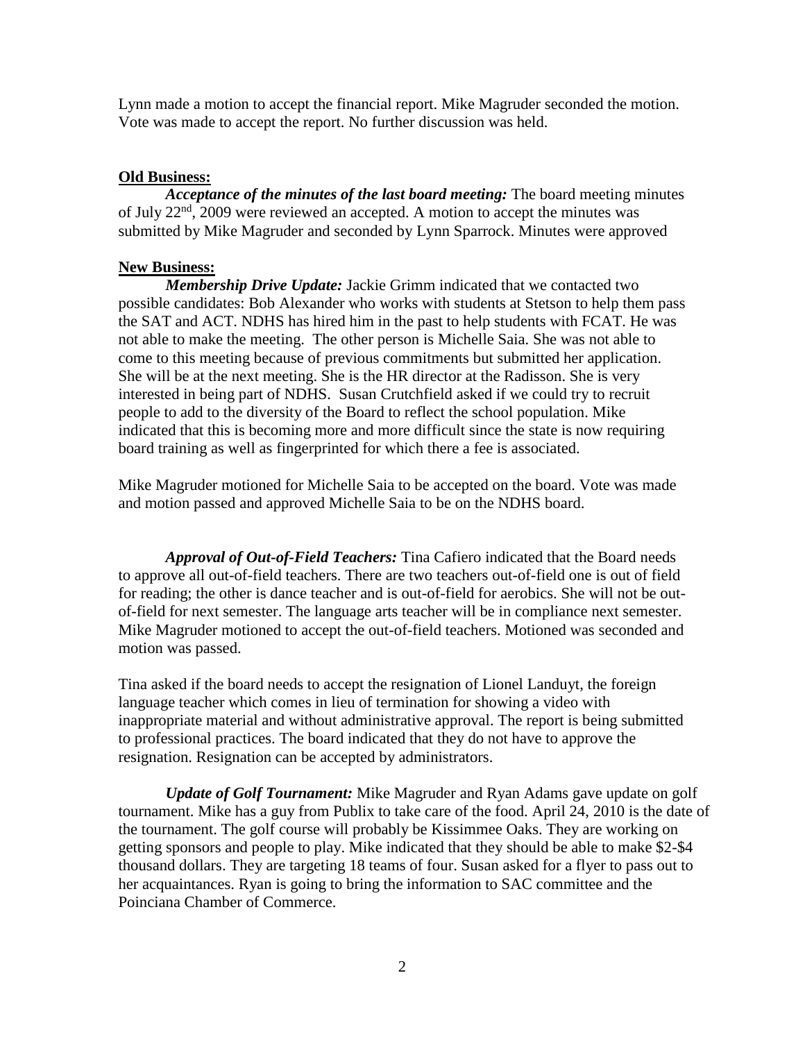Lynn made a motion to accept the financial report. Mike Magruder seconded the motion. Vote was made to accept the report. No further discussion was held.

**Old Business:**

***Acceptance of the minutes of the last board meeting:*** The board meeting minutes of July 22nd, 2009 were reviewed an accepted. A motion to accept the minutes was submitted by Mike Magruder and seconded by Lynn Sparrock. Minutes were approved

**New Business:**

***Membership Drive Update:*** Jackie Grimm indicated that we contacted two possible candidates: Bob Alexander who works with students at Stetson to help them pass the SAT and ACT. NDHS has hired him in the past to help students with FCAT. He was not able to make the meeting. The other person is Michelle Saia. She was not able to come to this meeting because of previous commitments but submitted her application. She will be at the next meeting. She is the HR director at the Radisson. She is very interested in being part of NDHS. Susan Crutchfield asked if we could try to recruit people to add to the diversity of the Board to reflect the school population. Mike indicated that this is becoming more and more difficult since the state is now requiring board training as well as fingerprinted for which there a fee is associated.

Mike Magruder motioned for Michelle Saia to be accepted on the board. Vote was made and motion passed and approved Michelle Saia to be on the NDHS board.

***Approval of Out-of-Field Teachers:*** Tina Cafiero indicated that the Board needs to approve all out-of-field teachers. There are two teachers out-of-field one is out of field for reading; the other is dance teacher and is out-of-field for aerobics. She will not be out-of-field for next semester. The language arts teacher will be in compliance next semester. Mike Magruder motioned to accept the out-of-field teachers. Motioned was seconded and motion was passed.

Tina asked if the board needs to accept the resignation of Lionel Landuyt, the foreign language teacher which comes in lieu of termination for showing a video with inappropriate material and without administrative approval. The report is being submitted to professional practices. The board indicated that they do not have to approve the resignation. Resignation can be accepted by administrators.

***Update of Golf Tournament:*** Mike Magruder and Ryan Adams gave update on golf tournament. Mike has a guy from Publix to take care of the food. April 24, 2010 is the date of the tournament. The golf course will probably be Kissimmee Oaks. They are working on getting sponsors and people to play. Mike indicated that they should be able to make $2-$4 thousand dollars. They are targeting 18 teams of four. Susan asked for a flyer to pass out to her acquaintances. Ryan is going to bring the information to SAC committee and the Poinciana Chamber of Commerce.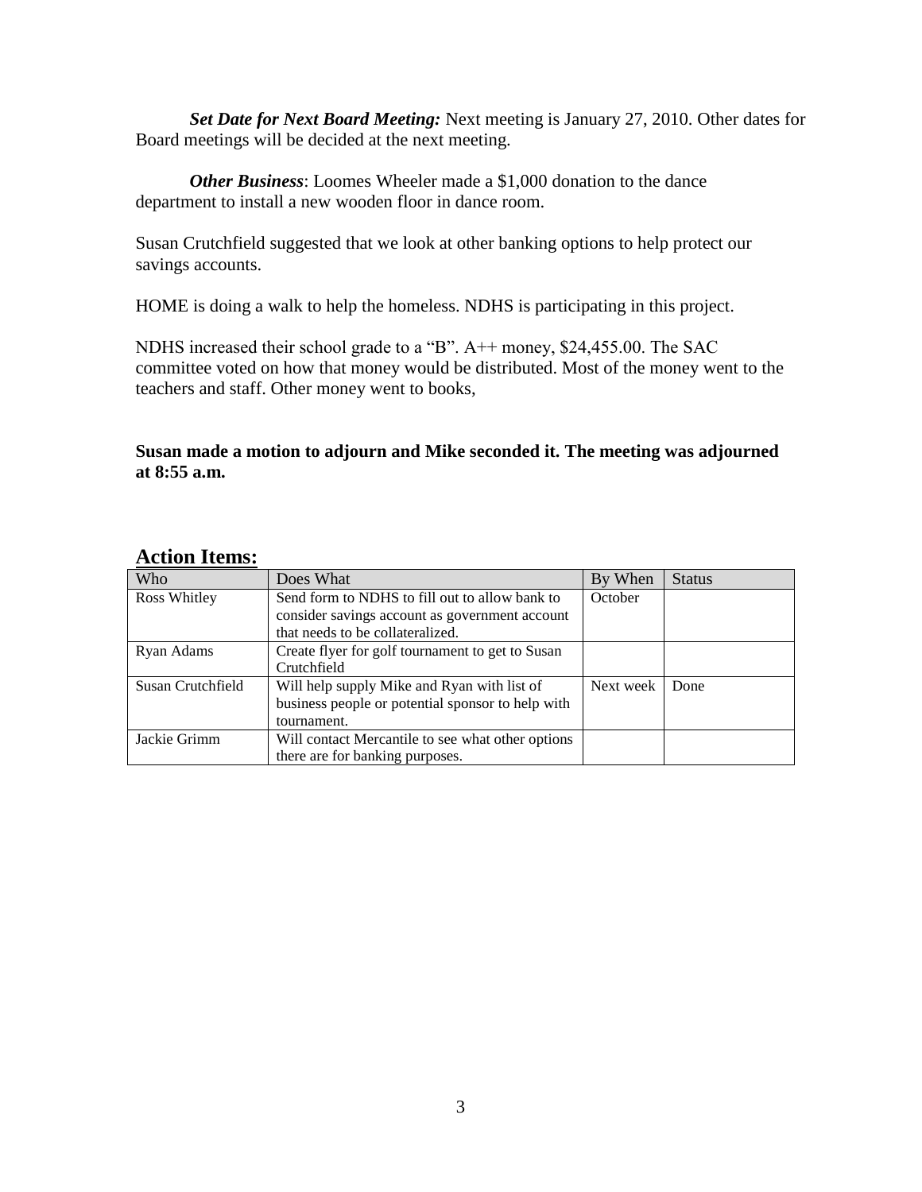***Set Date for Next Board Meeting:*** Next meeting is January 27, 2010. Other dates for Board meetings will be decided at the next meeting.

***Other Business***: Loomes Wheeler made a $1,000 donation to the dance department to install a new wooden floor in dance room.

Susan Crutchfield suggested that we look at other banking options to help protect our savings accounts.

HOME is doing a walk to help the homeless. NDHS is participating in this project.

NDHS increased their school grade to a "B". A++ money, $24,455.00. The SAC committee voted on how that money would be distributed. Most of the money went to the teachers and staff. Other money went to books,

**Susan made a motion to adjourn and Mike seconded it. The meeting was adjourned at 8:55 a.m.**

## Action Items:

| Who | Does What | By When | Status |
|---|---|---|---|
| Ross Whitley | Send form to NDHS to fill out to allow bank to consider savings account as government account that needs to be collateralized. | October | |
| Ryan Adams | Create flyer for golf tournament to get to Susan Crutchfield | | |
| Susan Crutchfield | Will help supply Mike and Ryan with list of business people or potential sponsor to help with tournament. | Next week | Done |
| Jackie Grimm | Will contact Mercantile to see what other options there are for banking purposes. | | |